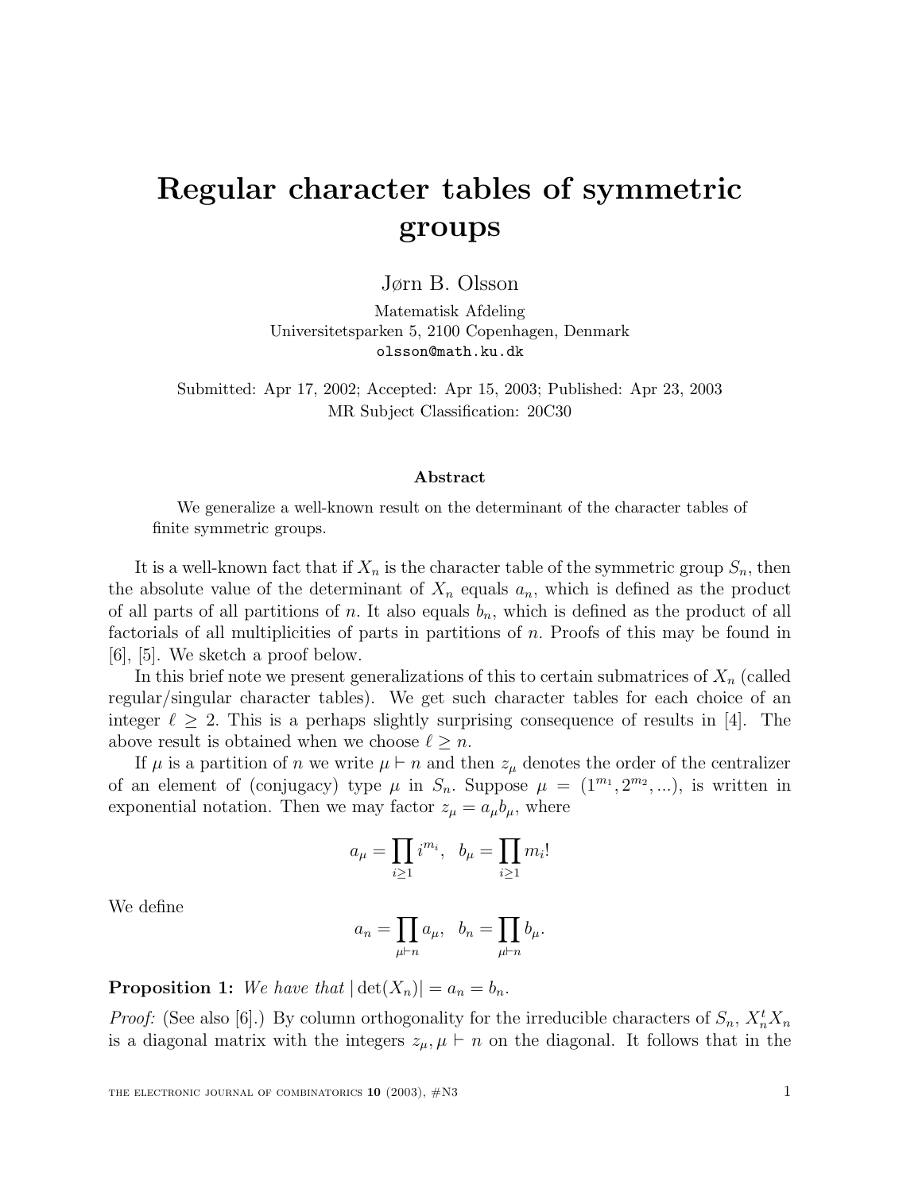# Regular character tables of symmetric groups

Jørn B. Olsson

Matematisk Afdeling
Universitetsparken 5, 2100 Copenhagen, Denmark
olsson@math.ku.dk

Submitted: Apr 17, 2002; Accepted: Apr 15, 2003; Published: Apr 23, 2003
MR Subject Classification: 20C30

### Abstract

We generalize a well-known result on the determinant of the character tables of finite symmetric groups.

It is a well-known fact that if $X_n$ is the character table of the symmetric group $S_n$, then the absolute value of the determinant of $X_n$ equals $a_n$, which is defined as the product of all parts of all partitions of $n$. It also equals $b_n$, which is defined as the product of all factorials of all multiplicities of parts in partitions of $n$. Proofs of this may be found in [6], [5]. We sketch a proof below.

In this brief note we present generalizations of this to certain submatrices of $X_n$ (called regular/singular character tables). We get such character tables for each choice of an integer $\ell \geq 2$. This is a perhaps slightly surprising consequence of results in [4]. The above result is obtained when we choose $\ell \geq n$.

If $\mu$ is a partition of $n$ we write $\mu \vdash n$ and then $z_\mu$ denotes the order of the centralizer of an element of (conjugacy) type $\mu$ in $S_n$. Suppose $\mu = (1^{m_1}, 2^{m_2}, ...)$, is written in exponential notation. Then we may factor $z_\mu = a_\mu b_\mu$, where

$$a_\mu = \prod_{i \geq 1} i^{m_i}, \quad b_\mu = \prod_{i \geq 1} m_i!$$

We define

$$a_n = \prod_{\mu \vdash n} a_\mu, \quad b_n = \prod_{\mu \vdash n} b_\mu.$$

**Proposition 1:** *We have that* $|\det(X_n)| = a_n = b_n$.

*Proof:* (See also [6].) By column orthogonality for the irreducible characters of $S_n$, $X_n^t X_n$ is a diagonal matrix with the integers $z_\mu, \mu \vdash n$ on the diagonal. It follows that in the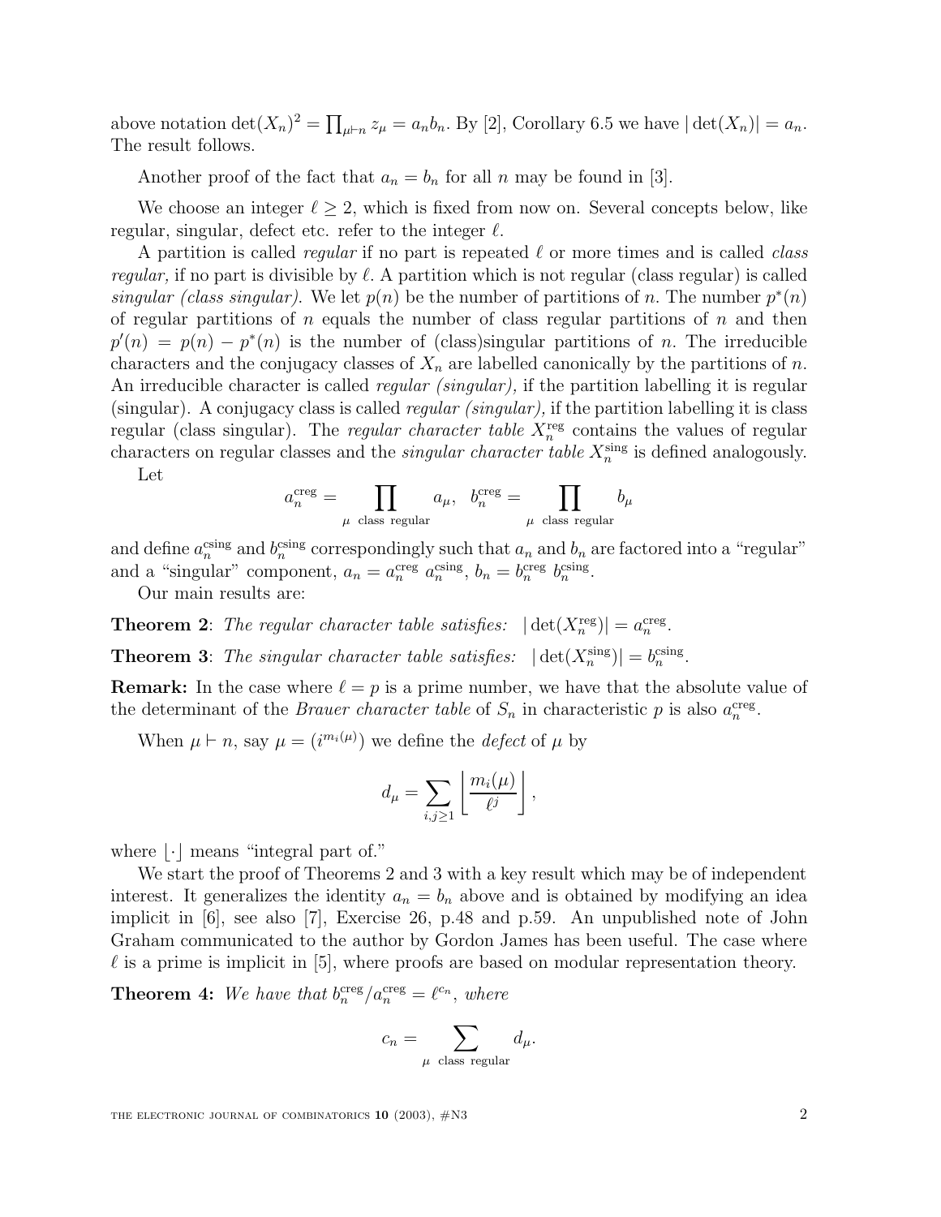above notation $\det(X_n)^2 = \prod_{\mu \vdash n} z_\mu = a_n b_n$. By [2], Corollary 6.5 we have $|\det(X_n)| = a_n$. The result follows.

Another proof of the fact that $a_n = b_n$ for all $n$ may be found in [3].

We choose an integer $\ell \geq 2$, which is fixed from now on. Several concepts below, like regular, singular, defect etc. refer to the integer $\ell$.

A partition is called *regular* if no part is repeated $\ell$ or more times and is called *class regular,* if no part is divisible by $\ell$. A partition which is not regular (class regular) is called *singular (class singular)*. We let $p(n)$ be the number of partitions of $n$. The number $p^*(n)$ of regular partitions of $n$ equals the number of class regular partitions of $n$ and then $p'(n) = p(n) - p^*(n)$ is the number of (class)singular partitions of $n$. The irreducible characters and the conjugacy classes of $X_n$ are labelled canonically by the partitions of $n$. An irreducible character is called *regular (singular),* if the partition labelling it is regular (singular). A conjugacy class is called *regular (singular),* if the partition labelling it is class regular (class singular). The *regular character table* $X_n^{\text{reg}}$ contains the values of regular characters on regular classes and the *singular character table* $X_n^{\text{sing}}$ is defined analogously.

Let

$$a_n^{\text{creg}} = \prod_{\mu \text{ class regular}} a_\mu, \quad b_n^{\text{creg}} = \prod_{\mu \text{ class regular}} b_\mu$$

and define $a_n^{\text{csing}}$ and $b_n^{\text{csing}}$ correspondingly such that $a_n$ and $b_n$ are factored into a "regular" and a "singular" component, $a_n = a_n^{\text{creg}}\ a_n^{\text{csing}}$, $b_n = b_n^{\text{creg}}\ b_n^{\text{csing}}$.

Our main results are:

**Theorem 2**: *The regular character table satisfies:* $|\det(X_n^{\text{reg}})| = a_n^{\text{creg}}$.

**Theorem 3**: *The singular character table satisfies:* $|\det(X_n^{\text{sing}})| = b_n^{\text{csing}}$.

**Remark:** In the case where $\ell = p$ is a prime number, we have that the absolute value of the determinant of the *Brauer character table* of $S_n$ in characteristic $p$ is also $a_n^{\text{creg}}$.

When $\mu \vdash n$, say $\mu = (i^{m_i(\mu)})$ we define the *defect* of $\mu$ by

$$d_\mu = \sum_{i,j \geq 1} \left\lfloor \frac{m_i(\mu)}{\ell^j} \right\rfloor,$$

where $\lfloor \cdot \rfloor$ means "integral part of."

We start the proof of Theorems 2 and 3 with a key result which may be of independent interest. It generalizes the identity $a_n = b_n$ above and is obtained by modifying an idea implicit in [6], see also [7], Exercise 26, p.48 and p.59. An unpublished note of John Graham communicated to the author by Gordon James has been useful. The case where $\ell$ is a prime is implicit in [5], where proofs are based on modular representation theory.

**Theorem 4:** *We have that* $b_n^{\text{creg}}/a_n^{\text{creg}} = \ell^{c_n}$*, where*

$$c_n = \sum_{\mu \text{ class regular}} d_\mu.$$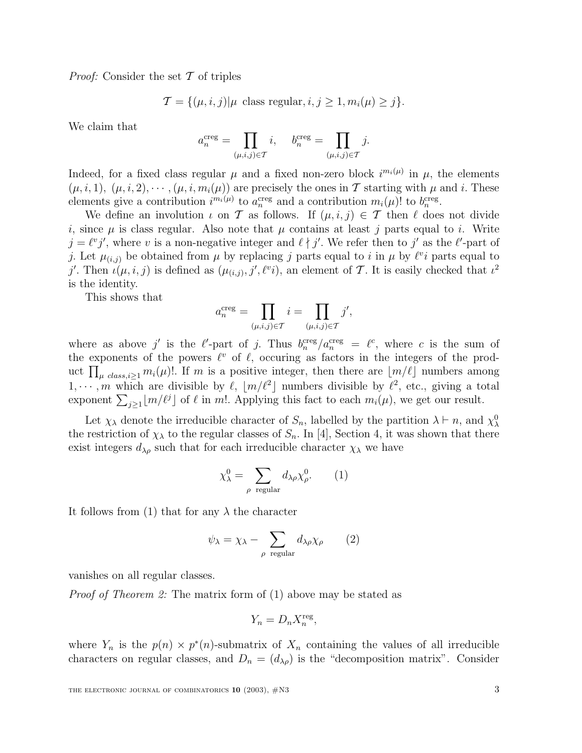*Proof:* Consider the set $\mathcal{T}$ of triples

$$\mathcal{T} = \{(\mu, i, j) | \mu \text{ class regular}, i, j \geq 1, m_i(\mu) \geq j\}.$$

We claim that

$$a_n^{\text{creg}} = \prod_{(\mu,i,j)\in\mathcal{T}} i, \quad b_n^{\text{creg}} = \prod_{(\mu,i,j)\in\mathcal{T}} j.$$

Indeed, for a fixed class regular $\mu$ and a fixed non-zero block $i^{m_i(\mu)}$ in $\mu$, the elements $(\mu, i, 1),\ (\mu, i, 2), \cdots, (\mu, i, m_i(\mu))$ are precisely the ones in $\mathcal{T}$ starting with $\mu$ and $i$. These elements give a contribution $i^{m_i(\mu)}$ to $a_n^{\text{creg}}$ and a contribution $m_i(\mu)!$ to $b_n^{\text{creg}}$.

We define an involution $\iota$ on $\mathcal{T}$ as follows. If $(\mu, i, j) \in \mathcal{T}$ then $\ell$ does not divide $i$, since $\mu$ is class regular. Also note that $\mu$ contains at least $j$ parts equal to $i$. Write $j = \ell^v j'$, where $v$ is a non-negative integer and $\ell \nmid j'$. We refer then to $j'$ as the $\ell'$-part of $j$. Let $\mu_{(i,j)}$ be obtained from $\mu$ by replacing $j$ parts equal to $i$ in $\mu$ by $\ell^v i$ parts equal to $j'$. Then $\iota(\mu, i, j)$ is defined as $(\mu_{(i,j)}, j', \ell^v i)$, an element of $\mathcal{T}$. It is easily checked that $\iota^2$ is the identity.

This shows that

$$a_n^{\text{creg}} = \prod_{(\mu,i,j)\in\mathcal{T}} i = \prod_{(\mu,i,j)\in\mathcal{T}} j',$$

where as above $j'$ is the $\ell'$-part of $j$. Thus $b_n^{\text{creg}}/a_n^{\text{creg}} = \ell^c$, where $c$ is the sum of the exponents of the powers $\ell^v$ of $\ell$, occuring as factors in the integers of the product $\prod_{\mu \ class, i\geq 1} m_i(\mu)!$. If $m$ is a positive integer, then there are $\lfloor m/\ell \rfloor$ numbers among $1, \cdots, m$ which are divisible by $\ell$, $\lfloor m/\ell^2 \rfloor$ numbers divisible by $\ell^2$, etc., giving a total exponent $\sum_{j\geq 1} \lfloor m/\ell^j \rfloor$ of $\ell$ in $m!$. Applying this fact to each $m_i(\mu)$, we get our result.

Let $\chi_\lambda$ denote the irreducible character of $S_n$, labelled by the partition $\lambda \vdash n$, and $\chi_\lambda^0$ the restriction of $\chi_\lambda$ to the regular classes of $S_n$. In [4], Section 4, it was shown that there exist integers $d_{\lambda\rho}$ such that for each irreducible character $\chi_\lambda$ we have

$$\chi_\lambda^0 = \sum_{\rho \ \text{regular}} d_{\lambda\rho} \chi_\rho^0. \qquad (1)$$

It follows from (1) that for any $\lambda$ the character

$$\psi_\lambda = \chi_\lambda - \sum_{\rho \ \text{regular}} d_{\lambda\rho} \chi_\rho \qquad (2)$$

vanishes on all regular classes.

*Proof of Theorem 2:* The matrix form of (1) above may be stated as

$$Y_n = D_n X_n^{\text{reg}},$$

where $Y_n$ is the $p(n) \times p^*(n)$-submatrix of $X_n$ containing the values of all irreducible characters on regular classes, and $D_n = (d_{\lambda\rho})$ is the "decomposition matrix". Consider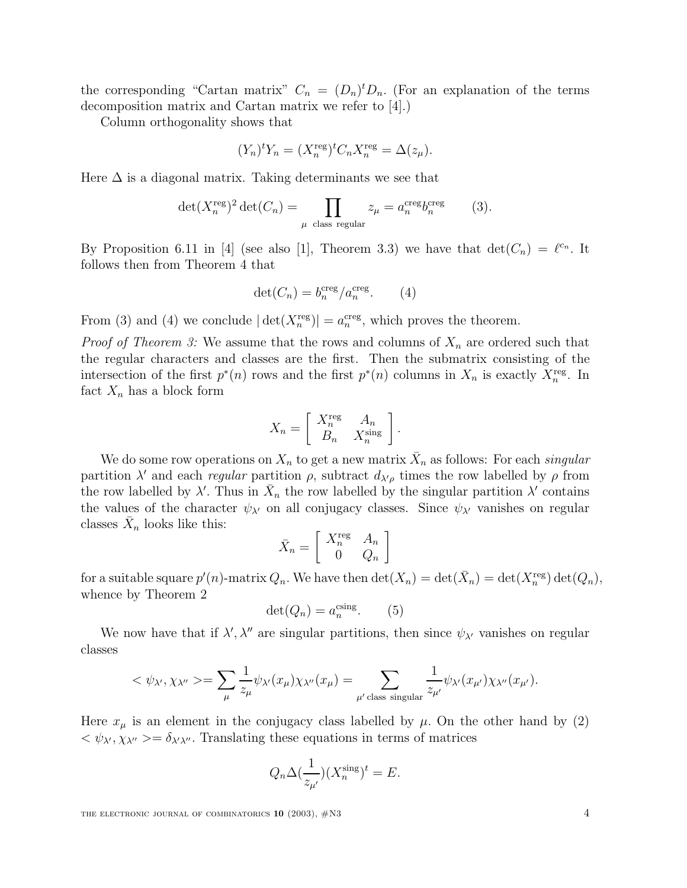the corresponding "Cartan matrix" $C_n = (D_n)^t D_n$. (For an explanation of the terms decomposition matrix and Cartan matrix we refer to [4].)

Column orthogonality shows that

$$(Y_n)^t Y_n = (X_n^{\rm reg})^t C_n X_n^{\rm reg} = \Delta(z_\mu).$$

Here $\Delta$ is a diagonal matrix. Taking determinants we see that

$$\det(X_n^{\rm reg})^2 \det(C_n) = \prod_{\mu \text{ class regular}} z_\mu = a_n^{\rm creg} b_n^{\rm creg} \qquad (3).$$

By Proposition 6.11 in [4] (see also [1], Theorem 3.3) we have that $\det(C_n) = \ell^{c_n}$. It follows then from Theorem 4 that

$$\det(C_n) = b_n^{\rm creg}/a_n^{\rm creg}. \qquad (4)$$

From (3) and (4) we conclude $|\det(X_n^{\rm reg})| = a_n^{\rm creg}$, which proves the theorem.

*Proof of Theorem 3:* We assume that the rows and columns of $X_n$ are ordered such that the regular characters and classes are the first. Then the submatrix consisting of the intersection of the first $p^*(n)$ rows and the first $p^*(n)$ columns in $X_n$ is exactly $X_n^{\rm reg}$. In fact $X_n$ has a block form

$$X_n = \left[ \begin{array}{cc} X_n^{\rm reg} & A_n \\ B_n & X_n^{\rm sing} \end{array} \right].$$

We do some row operations on $X_n$ to get a new matrix $\bar{X}_n$ as follows: For each *singular* partition $\lambda'$ and each *regular* partition $\rho$, subtract $d_{\lambda'\rho}$ times the row labelled by $\rho$ from the row labelled by $\lambda'$. Thus in $\bar{X}_n$ the row labelled by the singular partition $\lambda'$ contains the values of the character $\psi_{\lambda'}$ on all conjugacy classes. Since $\psi_{\lambda'}$ vanishes on regular classes $\bar{X}_n$ looks like this:

$$\bar{X}_n = \left[ \begin{array}{cc} X_n^{\rm reg} & A_n \\ 0 & Q_n \end{array} \right]$$

for a suitable square $p'(n)$-matrix $Q_n$. We have then $\det(X_n) = \det(\bar{X}_n) = \det(X_n^{\rm reg})\det(Q_n)$, whence by Theorem 2

$$\det(Q_n) = a_n^{\rm csing}. \qquad (5)$$

We now have that if $\lambda', \lambda''$ are singular partitions, then since $\psi_{\lambda'}$ vanishes on regular classes

$$<\psi_{\lambda'}, \chi_{\lambda''}> = \sum_\mu \frac{1}{z_\mu} \psi_{\lambda'}(x_\mu)\chi_{\lambda''}(x_\mu) = \sum_{\mu' \text{ class singular}} \frac{1}{z_{\mu'}} \psi_{\lambda'}(x_{\mu'})\chi_{\lambda''}(x_{\mu'}).$$

Here $x_\mu$ is an element in the conjugacy class labelled by $\mu$. On the other hand by (2) $<\psi_{\lambda'}, \chi_{\lambda''}> = \delta_{\lambda'\lambda''}$. Translating these equations in terms of matrices

$$Q_n \Delta(\frac{1}{z_{\mu'}})(X_n^{\rm sing})^t = E.$$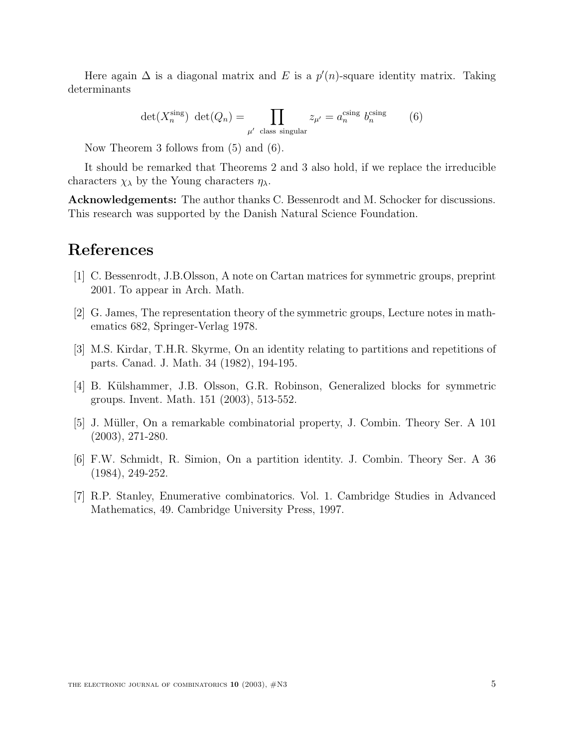Here again $\Delta$ is a diagonal matrix and $E$ is a $p'(n)$-square identity matrix. Taking determinants

$$\det(X_n^{\text{sing}})\ \det(Q_n) = \prod_{\mu' \text{ class singular}} z_{\mu'} = a_n^{\text{csing}}\ b_n^{\text{csing}} \qquad (6)$$

Now Theorem 3 follows from (5) and (6).

It should be remarked that Theorems 2 and 3 also hold, if we replace the irreducible characters $\chi_\lambda$ by the Young characters $\eta_\lambda$.

**Acknowledgements:** The author thanks C. Bessenrodt and M. Schocker for discussions. This research was supported by the Danish Natural Science Foundation.

# References

[1] C. Bessenrodt, J.B.Olsson, A note on Cartan matrices for symmetric groups, preprint 2001. To appear in Arch. Math.

[2] G. James, The representation theory of the symmetric groups, Lecture notes in mathematics 682, Springer-Verlag 1978.

[3] M.S. Kirdar, T.H.R. Skyrme, On an identity relating to partitions and repetitions of parts. Canad. J. Math. 34 (1982), 194-195.

[4] B. Külshammer, J.B. Olsson, G.R. Robinson, Generalized blocks for symmetric groups. Invent. Math. 151 (2003), 513-552.

[5] J. Müller, On a remarkable combinatorial property, J. Combin. Theory Ser. A 101 (2003), 271-280.

[6] F.W. Schmidt, R. Simion, On a partition identity. J. Combin. Theory Ser. A 36 (1984), 249-252.

[7] R.P. Stanley, Enumerative combinatorics. Vol. 1. Cambridge Studies in Advanced Mathematics, 49. Cambridge University Press, 1997.